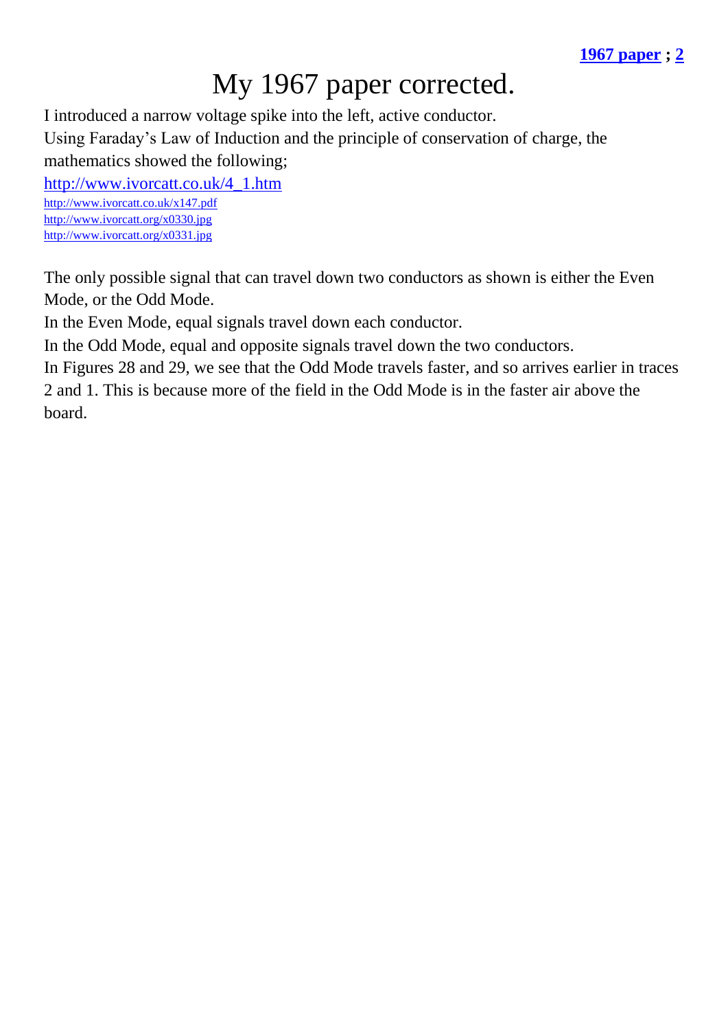**1967 paper** ; **2**

# My 1967 paper corrected.

I introduced a narrow voltage spike into the left, active conductor.
Using Faraday's Law of Induction and the principle of conservation of charge, the mathematics showed the following;
http://www.ivorcatt.co.uk/4_1.htm
http://www.ivorcatt.co.uk/x147.pdf
http://www.ivorcatt.org/x0330.jpg
http://www.ivorcatt.org/x0331.jpg

The only possible signal that can travel down two conductors as shown is either the Even Mode, or the Odd Mode.
In the Even Mode, equal signals travel down each conductor.
In the Odd Mode, equal and opposite signals travel down the two conductors.
In Figures 28 and 29, we see that the Odd Mode travels faster, and so arrives earlier in traces 2 and 1. This is because more of the field in the Odd Mode is in the faster air above the board.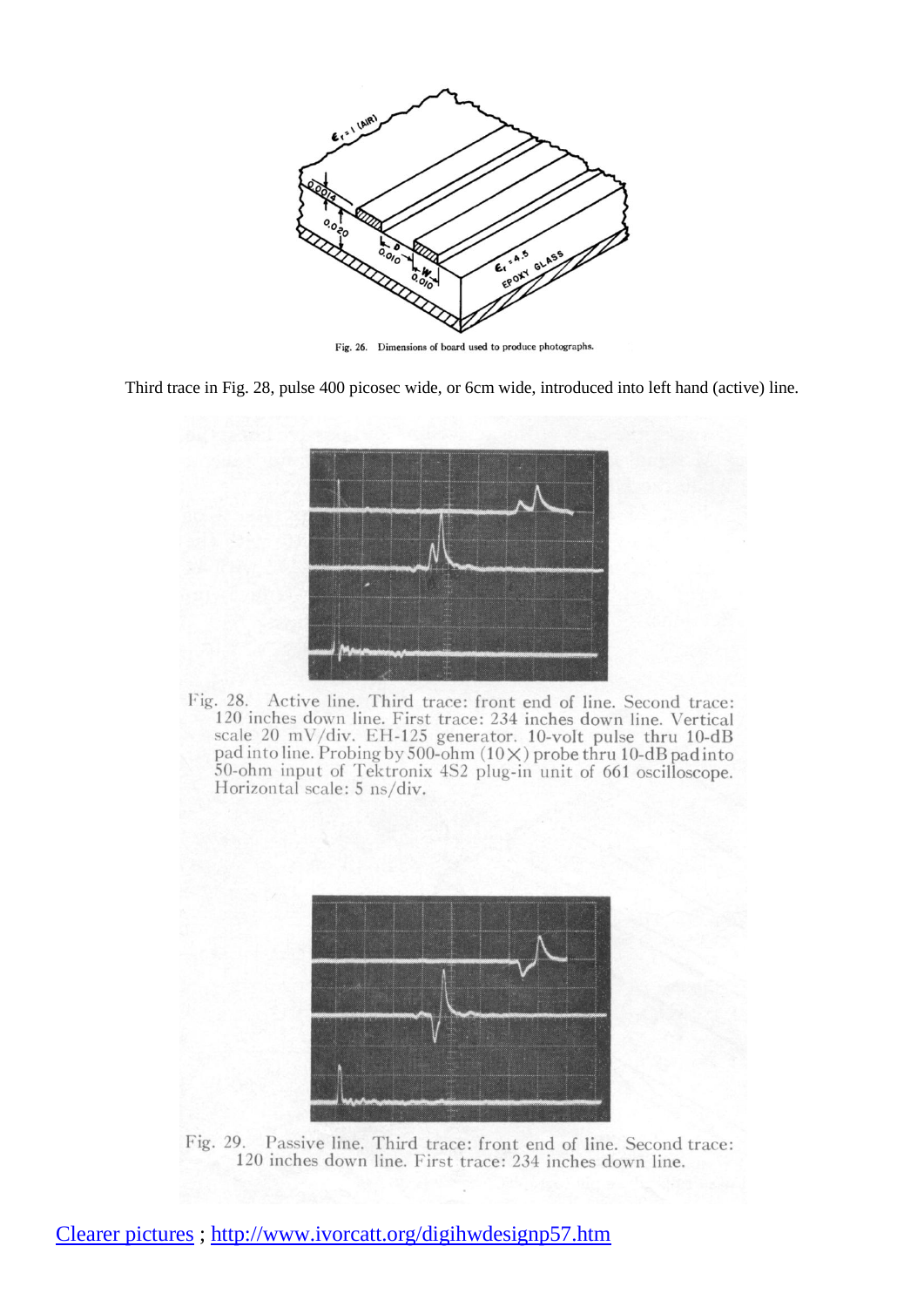Fig. 26. Dimensions of board used to produce photographs.

Third trace in Fig. 28, pulse 400 picosec wide, or 6cm wide, introduced into left hand (active) line.

Fig. 28. Active line. Third trace: front end of line. Second trace: 120 inches down line. First trace: 234 inches down line. Vertical scale 20 mV/div. EH-125 generator. 10-volt pulse thru 10-dB pad into line. Probing by 500-ohm (10×) probe thru 10-dB pad into 50-ohm input of Tektronix 4S2 plug-in unit of 661 oscilloscope. Horizontal scale: 5 ns/div.

Fig. 29. Passive line. Third trace: front end of line. Second trace: 120 inches down line. First trace: 234 inches down line.

[Clearer pictures](http://www.ivorcatt.org/digihwdesignp57.htm) ; http://www.ivorcatt.org/digihwdesignp57.htm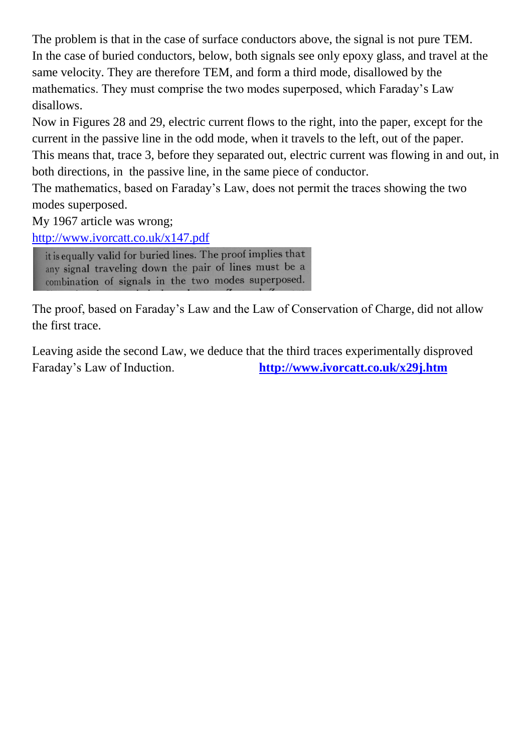The problem is that in the case of surface conductors above, the signal is not pure TEM. In the case of buried conductors, below, both signals see only epoxy glass, and travel at the same velocity. They are therefore TEM, and form a third mode, disallowed by the mathematics. They must comprise the two modes superposed, which Faraday's Law disallows.

Now in Figures 28 and 29, electric current flows to the right, into the paper, except for the current in the passive line in the odd mode, when it travels to the left, out of the paper.

This means that, trace 3, before they separated out, electric current was flowing in and out, in both directions, in the passive line, in the same piece of conductor.

The mathematics, based on Faraday's Law, does not permit the traces showing the two modes superposed.

My 1967 article was wrong;

http://www.ivorcatt.co.uk/x147.pdf

it is equally valid for buried lines. The proof implies that any signal traveling down the pair of lines must be a combination of signals in the two modes superposed.

The proof, based on Faraday's Law and the Law of Conservation of Charge, did not allow the first trace.

Leaving aside the second Law, we deduce that the third traces experimentally disproved Faraday's Law of Induction. **http://www.ivorcatt.co.uk/x29j.htm**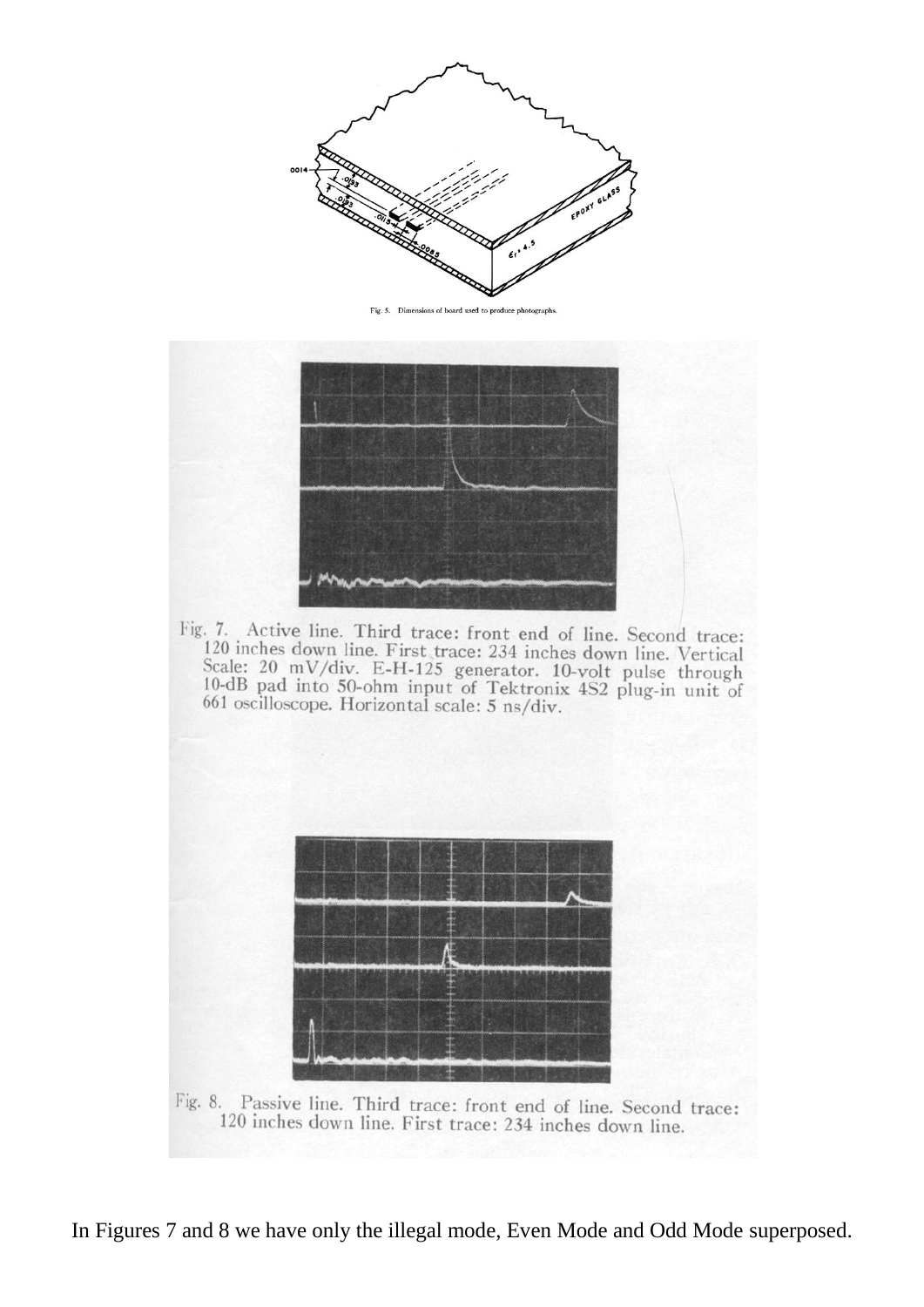Fig. 5. Dimensions of board used to produce photographs.

Fig. 7. Active line. Third trace: front end of line. Second trace: 120 inches down line. First trace: 234 inches down line. Vertical Scale: 20 mV/div. E-H-125 generator. 10-volt pulse through 10-dB pad into 50-ohm input of Tektronix 4S2 plug-in unit of 661 oscilloscope. Horizontal scale: 5 ns/div.

Fig. 8. Passive line. Third trace: front end of line. Second trace: 120 inches down line. First trace: 234 inches down line.

In Figures 7 and 8 we have only the illegal mode, Even Mode and Odd Mode superposed.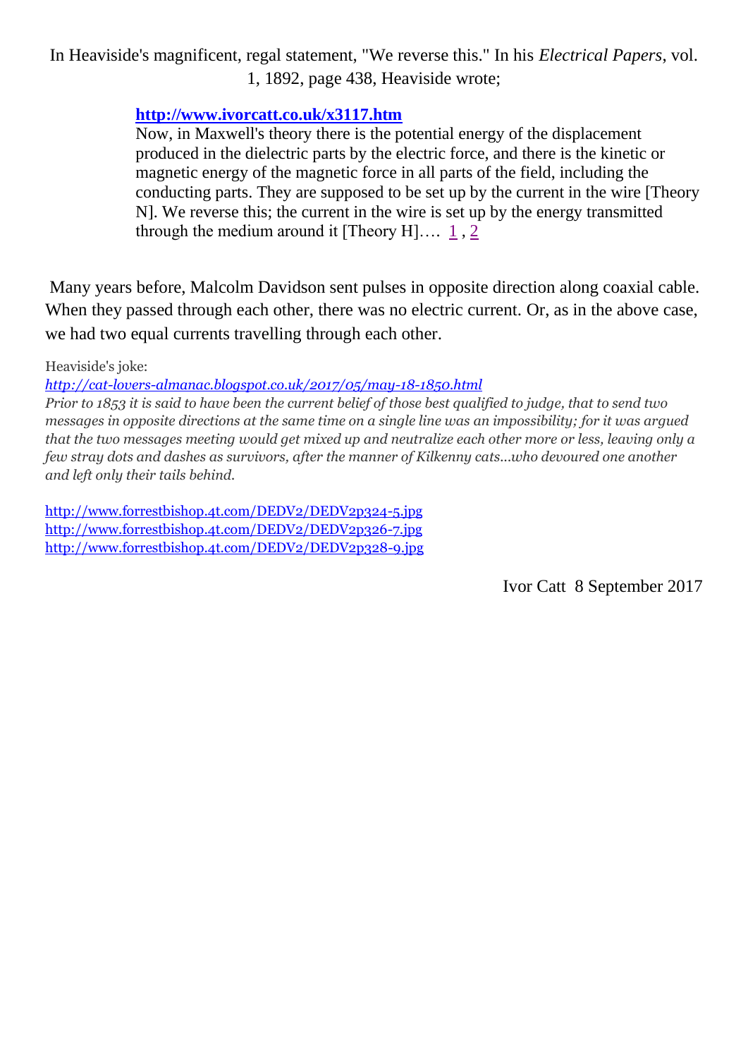In Heaviside's magnificent, regal statement, "We reverse this." In his *Electrical Papers*, vol. 1, 1892, page 438, Heaviside wrote;

> **http://www.ivorcatt.co.uk/x3117.htm**
> Now, in Maxwell's theory there is the potential energy of the displacement produced in the dielectric parts by the electric force, and there is the kinetic or magnetic energy of the magnetic force in all parts of the field, including the conducting parts. They are supposed to be set up by the current in the wire [Theory N]. We reverse this; the current in the wire is set up by the energy transmitted through the medium around it [Theory H]…. 1 , 2

Many years before, Malcolm Davidson sent pulses in opposite direction along coaxial cable. When they passed through each other, there was no electric current. Or, as in the above case, we had two equal currents travelling through each other.

Heaviside's joke:
*http://cat-lovers-almanac.blogspot.co.uk/2017/05/may-18-1850.html*
*Prior to 1853 it is said to have been the current belief of those best qualified to judge, that to send two messages in opposite directions at the same time on a single line was an impossibility; for it was argued that the two messages meeting would get mixed up and neutralize each other more or less, leaving only a few stray dots and dashes as survivors, after the manner of Kilkenny cats...who devoured one another and left only their tails behind.*

http://www.forrestbishop.4t.com/DEDV2/DEDV2p324-5.jpg
http://www.forrestbishop.4t.com/DEDV2/DEDV2p326-7.jpg
http://www.forrestbishop.4t.com/DEDV2/DEDV2p328-9.jpg

Ivor Catt 8 September 2017